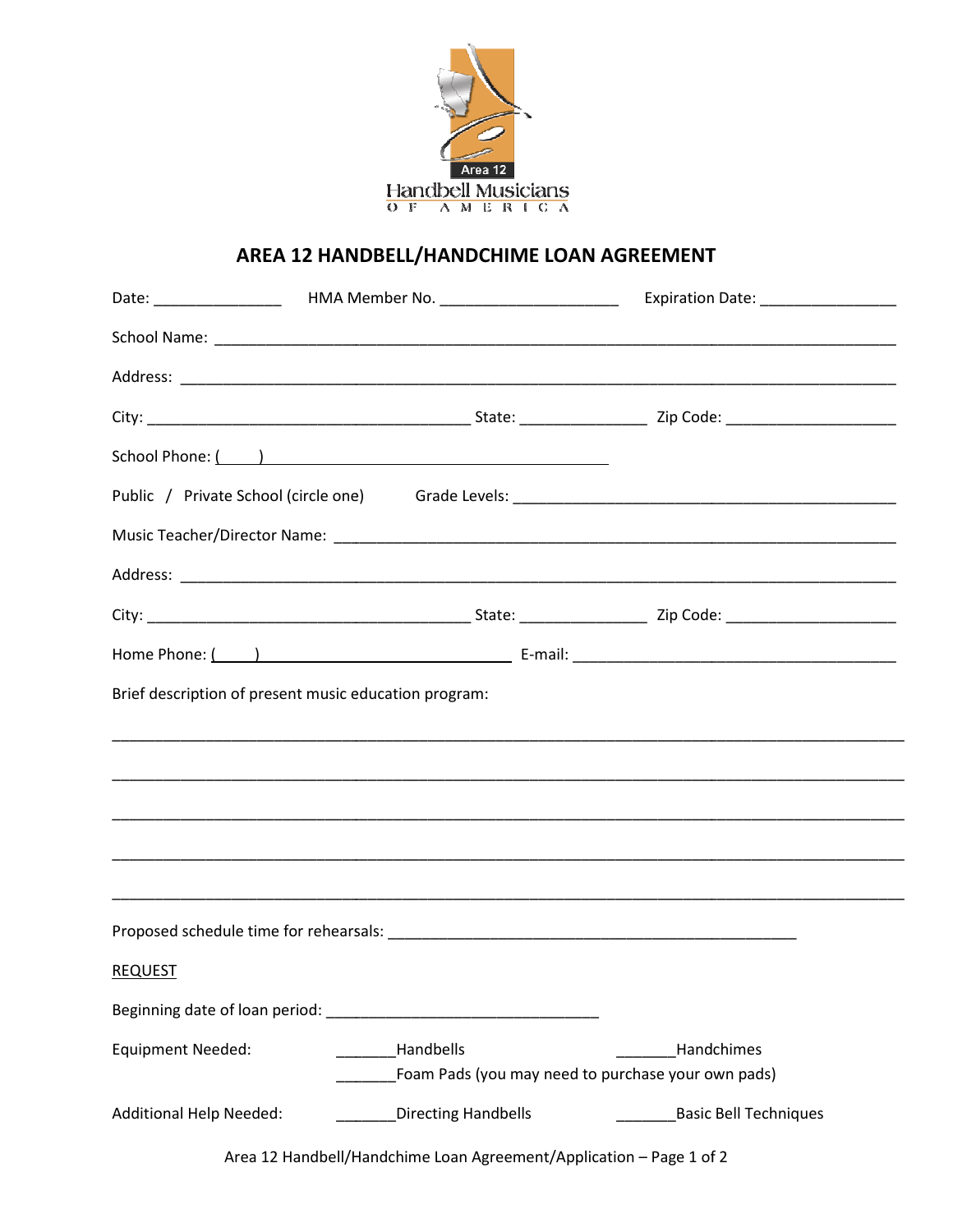Area 12
Handbell Musicians
OF AMERICA

# AREA 12 HANDBELL/HANDCHIME LOAN AGREEMENT

Date: _______________ HMA Member No. _____________________ Expiration Date: ________________

School Name: ______________________________________________________________________________

Address: _________________________________________________________________________________

City: _______________________________________ State: _______________ Zip Code: ____________________

School Phone: (     ) _________________________________________

Public / Private School (circle one) Grade Levels: ______________________________________________

Music Teacher/Director Name: _______________________________________________________________

Address: _________________________________________________________________________________

City: _______________________________________ State: _______________ Zip Code: ____________________

Home Phone: (     ) ______________________________ E-mail: ______________________________________

Brief description of present music education program:

___________________________________________________________________________________________

___________________________________________________________________________________________

___________________________________________________________________________________________

___________________________________________________________________________________________

___________________________________________________________________________________________

Proposed schedule time for rehearsals: _________________________________________________

REQUEST

Beginning date of loan period: ________________________________

Equipment Needed: _______Handbells _______Handchimes
_______Foam Pads (you may need to purchase your own pads)

Additional Help Needed: _______Directing Handbells _______Basic Bell Techniques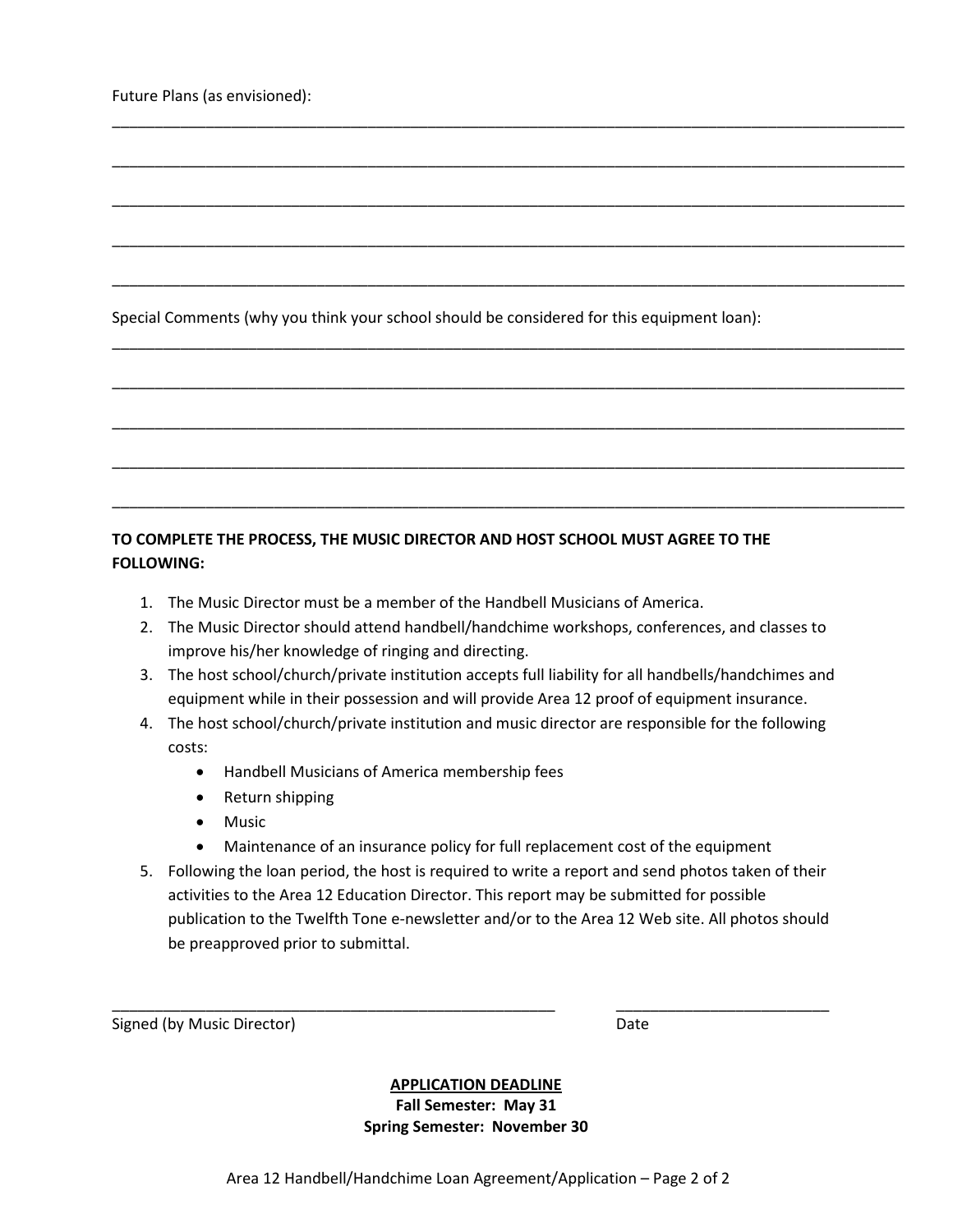Future Plans (as envisioned):

\_\_\_\_\_\_\_\_\_\_\_\_\_\_\_\_\_\_\_\_\_\_\_\_\_\_\_\_\_\_\_\_\_\_\_\_\_\_\_\_\_\_\_\_\_\_\_\_\_\_\_\_\_\_\_\_\_\_\_\_\_\_\_\_\_\_\_\_\_\_\_\_\_\_\_\_\_\_\_\_

\_\_\_\_\_\_\_\_\_\_\_\_\_\_\_\_\_\_\_\_\_\_\_\_\_\_\_\_\_\_\_\_\_\_\_\_\_\_\_\_\_\_\_\_\_\_\_\_\_\_\_\_\_\_\_\_\_\_\_\_\_\_\_\_\_\_\_\_\_\_\_\_\_\_\_\_\_\_\_\_

\_\_\_\_\_\_\_\_\_\_\_\_\_\_\_\_\_\_\_\_\_\_\_\_\_\_\_\_\_\_\_\_\_\_\_\_\_\_\_\_\_\_\_\_\_\_\_\_\_\_\_\_\_\_\_\_\_\_\_\_\_\_\_\_\_\_\_\_\_\_\_\_\_\_\_\_\_\_\_\_

\_\_\_\_\_\_\_\_\_\_\_\_\_\_\_\_\_\_\_\_\_\_\_\_\_\_\_\_\_\_\_\_\_\_\_\_\_\_\_\_\_\_\_\_\_\_\_\_\_\_\_\_\_\_\_\_\_\_\_\_\_\_\_\_\_\_\_\_\_\_\_\_\_\_\_\_\_\_\_\_

\_\_\_\_\_\_\_\_\_\_\_\_\_\_\_\_\_\_\_\_\_\_\_\_\_\_\_\_\_\_\_\_\_\_\_\_\_\_\_\_\_\_\_\_\_\_\_\_\_\_\_\_\_\_\_\_\_\_\_\_\_\_\_\_\_\_\_\_\_\_\_\_\_\_\_\_\_\_\_\_

Special Comments (why you think your school should be considered for this equipment loan):

\_\_\_\_\_\_\_\_\_\_\_\_\_\_\_\_\_\_\_\_\_\_\_\_\_\_\_\_\_\_\_\_\_\_\_\_\_\_\_\_\_\_\_\_\_\_\_\_\_\_\_\_\_\_\_\_\_\_\_\_\_\_\_\_\_\_\_\_\_\_\_\_\_\_\_\_\_\_\_\_

\_\_\_\_\_\_\_\_\_\_\_\_\_\_\_\_\_\_\_\_\_\_\_\_\_\_\_\_\_\_\_\_\_\_\_\_\_\_\_\_\_\_\_\_\_\_\_\_\_\_\_\_\_\_\_\_\_\_\_\_\_\_\_\_\_\_\_\_\_\_\_\_\_\_\_\_\_\_\_\_

\_\_\_\_\_\_\_\_\_\_\_\_\_\_\_\_\_\_\_\_\_\_\_\_\_\_\_\_\_\_\_\_\_\_\_\_\_\_\_\_\_\_\_\_\_\_\_\_\_\_\_\_\_\_\_\_\_\_\_\_\_\_\_\_\_\_\_\_\_\_\_\_\_\_\_\_\_\_\_\_

\_\_\_\_\_\_\_\_\_\_\_\_\_\_\_\_\_\_\_\_\_\_\_\_\_\_\_\_\_\_\_\_\_\_\_\_\_\_\_\_\_\_\_\_\_\_\_\_\_\_\_\_\_\_\_\_\_\_\_\_\_\_\_\_\_\_\_\_\_\_\_\_\_\_\_\_\_\_\_\_

\_\_\_\_\_\_\_\_\_\_\_\_\_\_\_\_\_\_\_\_\_\_\_\_\_\_\_\_\_\_\_\_\_\_\_\_\_\_\_\_\_\_\_\_\_\_\_\_\_\_\_\_\_\_\_\_\_\_\_\_\_\_\_\_\_\_\_\_\_\_\_\_\_\_\_\_\_\_\_\_

**TO COMPLETE THE PROCESS, THE MUSIC DIRECTOR AND HOST SCHOOL MUST AGREE TO THE FOLLOWING:**

1. The Music Director must be a member of the Handbell Musicians of America.
2. The Music Director should attend handbell/handchime workshops, conferences, and classes to improve his/her knowledge of ringing and directing.
3. The host school/church/private institution accepts full liability for all handbells/handchimes and equipment while in their possession and will provide Area 12 proof of equipment insurance.
4. The host school/church/private institution and music director are responsible for the following costs:
   - Handbell Musicians of America membership fees
   - Return shipping
   - Music
   - Maintenance of an insurance policy for full replacement cost of the equipment
5. Following the loan period, the host is required to write a report and send photos taken of their activities to the Area 12 Education Director. This report may be submitted for possible publication to the Twelfth Tone e-newsletter and/or to the Area 12 Web site. All photos should be preapproved prior to submittal.

\_\_\_\_\_\_\_\_\_\_\_\_\_\_\_\_\_\_\_\_\_\_\_\_\_\_\_\_\_\_\_\_\_\_\_\_\_\_\_\_\_\_\_\_ \_\_\_\_\_\_\_\_\_\_\_\_\_\_\_\_\_\_\_\_\_\_\_

Signed (by Music Director) Date

**APPLICATION DEADLINE**

**Fall Semester: May 31**

**Spring Semester: November 30**